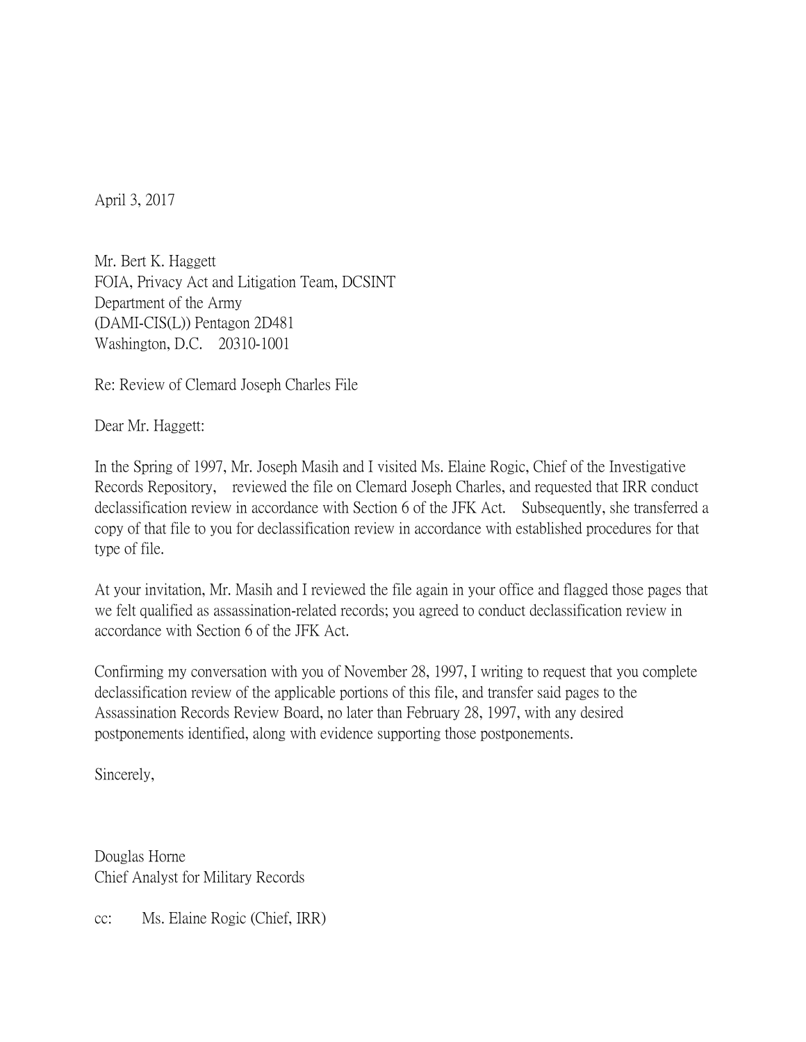April 3, 2017

Mr. Bert K. Haggett
FOIA, Privacy Act and Litigation Team, DCSINT
Department of the Army
(DAMI-CIS(L)) Pentagon 2D481
Washington, D.C. 20310-1001

Re: Review of Clemard Joseph Charles File

Dear Mr. Haggett:

In the Spring of 1997, Mr. Joseph Masih and I visited Ms. Elaine Rogic, Chief of the Investigative Records Repository, reviewed the file on Clemard Joseph Charles, and requested that IRR conduct declassification review in accordance with Section 6 of the JFK Act. Subsequently, she transferred a copy of that file to you for declassification review in accordance with established procedures for that type of file.

At your invitation, Mr. Masih and I reviewed the file again in your office and flagged those pages that we felt qualified as assassination-related records; you agreed to conduct declassification review in accordance with Section 6 of the JFK Act.

Confirming my conversation with you of November 28, 1997, I writing to request that you complete declassification review of the applicable portions of this file, and transfer said pages to the Assassination Records Review Board, no later than February 28, 1997, with any desired postponements identified, along with evidence supporting those postponements.

Sincerely,

Douglas Horne
Chief Analyst for Military Records

cc: Ms. Elaine Rogic (Chief, IRR)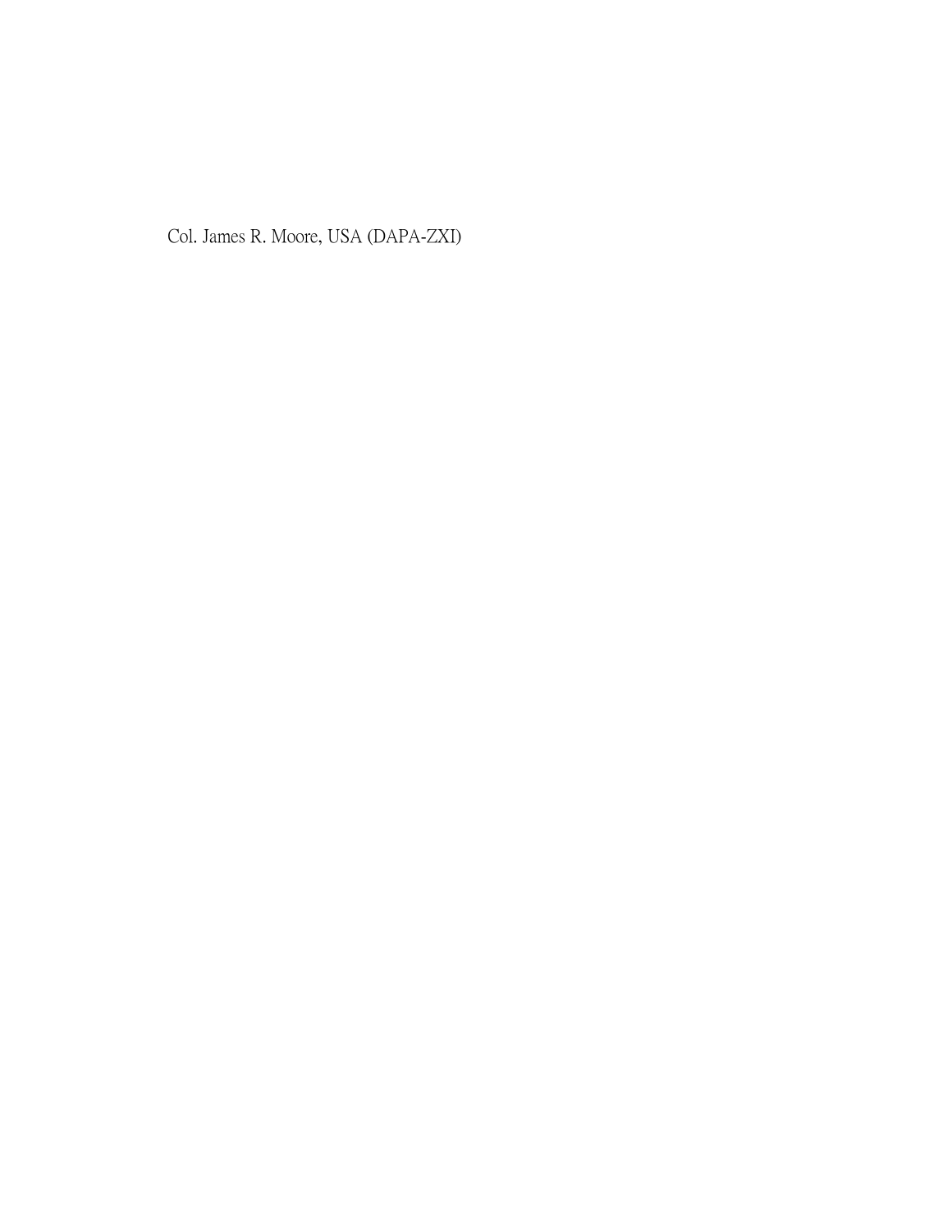Col. James R. Moore, USA (DAPA-ZXI)